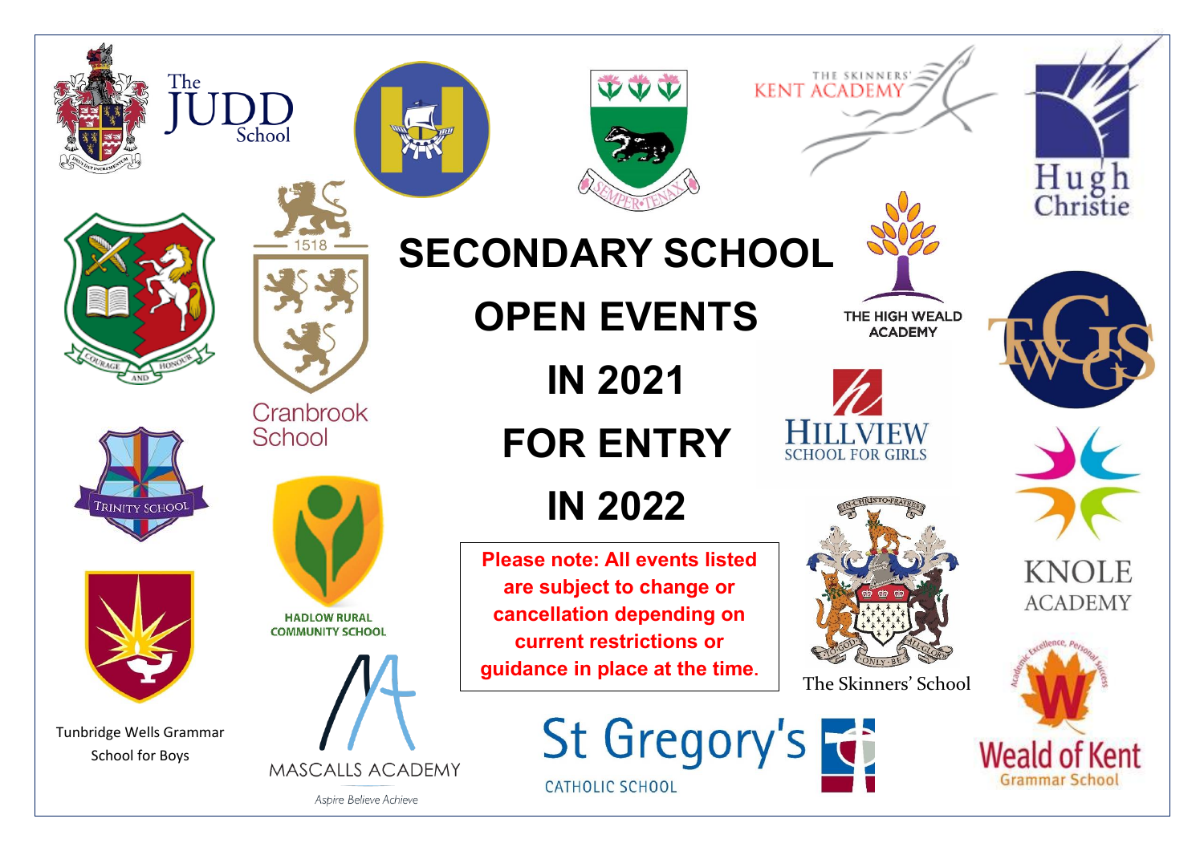# SECONDARY SCHOOL OPEN EVENTS IN 2021 FOR ENTRY IN 2022

**Please note: All events listed are subject to change or cancellation depending on current restrictions or guidance in place at the time.**

The Judd School

Cranbrook School

Trinity School

Hadlow Rural Community School

Tunbridge Wells Grammar School for Boys

Mascalls Academy

*Aspire Believe Achieve*

The Skinners' Kent Academy

Hugh Christie

The High Weald Academy

Hillview School for Girls

Knole Academy

The Skinners' School

St Gregory's Catholic School

Weald of Kent Grammar School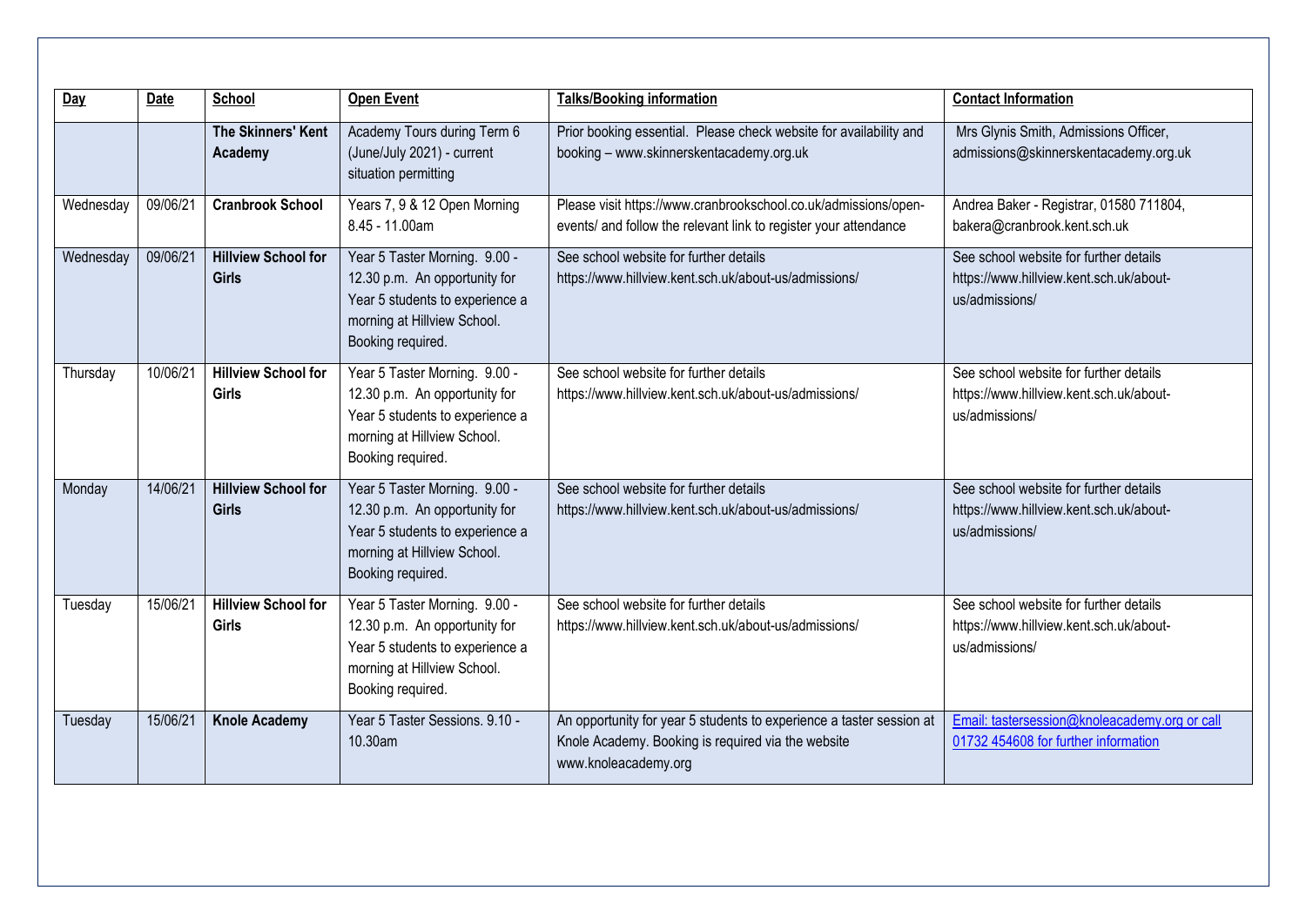| Day | Date | School | Open Event | Talks/Booking information | Contact Information |
|---|---|---|---|---|---|
| | | **The Skinners' Kent Academy** | Academy Tours during Term 6 (June/July 2021) - current situation permitting | Prior booking essential. Please check website for availability and booking – www.skinnerskentacademy.org.uk | Mrs Glynis Smith, Admissions Officer, admissions@skinnerskentacademy.org.uk |
| Wednesday | 09/06/21 | **Cranbrook School** | Years 7, 9 & 12 Open Morning 8.45 - 11.00am | Please visit https://www.cranbrookschool.co.uk/admissions/open-events/ and follow the relevant link to register your attendance | Andrea Baker - Registrar, 01580 711804, bakera@cranbrook.kent.sch.uk |
| Wednesday | 09/06/21 | **Hillview School for Girls** | Year 5 Taster Morning. 9.00 - 12.30 p.m. An opportunity for Year 5 students to experience a morning at Hillview School. Booking required. | See school website for further details https://www.hillview.kent.sch.uk/about-us/admissions/ | See school website for further details https://www.hillview.kent.sch.uk/about-us/admissions/ |
| Thursday | 10/06/21 | **Hillview School for Girls** | Year 5 Taster Morning. 9.00 - 12.30 p.m. An opportunity for Year 5 students to experience a morning at Hillview School. Booking required. | See school website for further details https://www.hillview.kent.sch.uk/about-us/admissions/ | See school website for further details https://www.hillview.kent.sch.uk/about-us/admissions/ |
| Monday | 14/06/21 | **Hillview School for Girls** | Year 5 Taster Morning. 9.00 - 12.30 p.m. An opportunity for Year 5 students to experience a morning at Hillview School. Booking required. | See school website for further details https://www.hillview.kent.sch.uk/about-us/admissions/ | See school website for further details https://www.hillview.kent.sch.uk/about-us/admissions/ |
| Tuesday | 15/06/21 | **Hillview School for Girls** | Year 5 Taster Morning. 9.00 - 12.30 p.m. An opportunity for Year 5 students to experience a morning at Hillview School. Booking required. | See school website for further details https://www.hillview.kent.sch.uk/about-us/admissions/ | See school website for further details https://www.hillview.kent.sch.uk/about-us/admissions/ |
| Tuesday | 15/06/21 | **Knole Academy** | Year 5 Taster Sessions. 9.10 - 10.30am | An opportunity for year 5 students to experience a taster session at Knole Academy. Booking is required via the website www.knoleacademy.org | Email: tastersession@knoleacademy.org or call 01732 454608 for further information |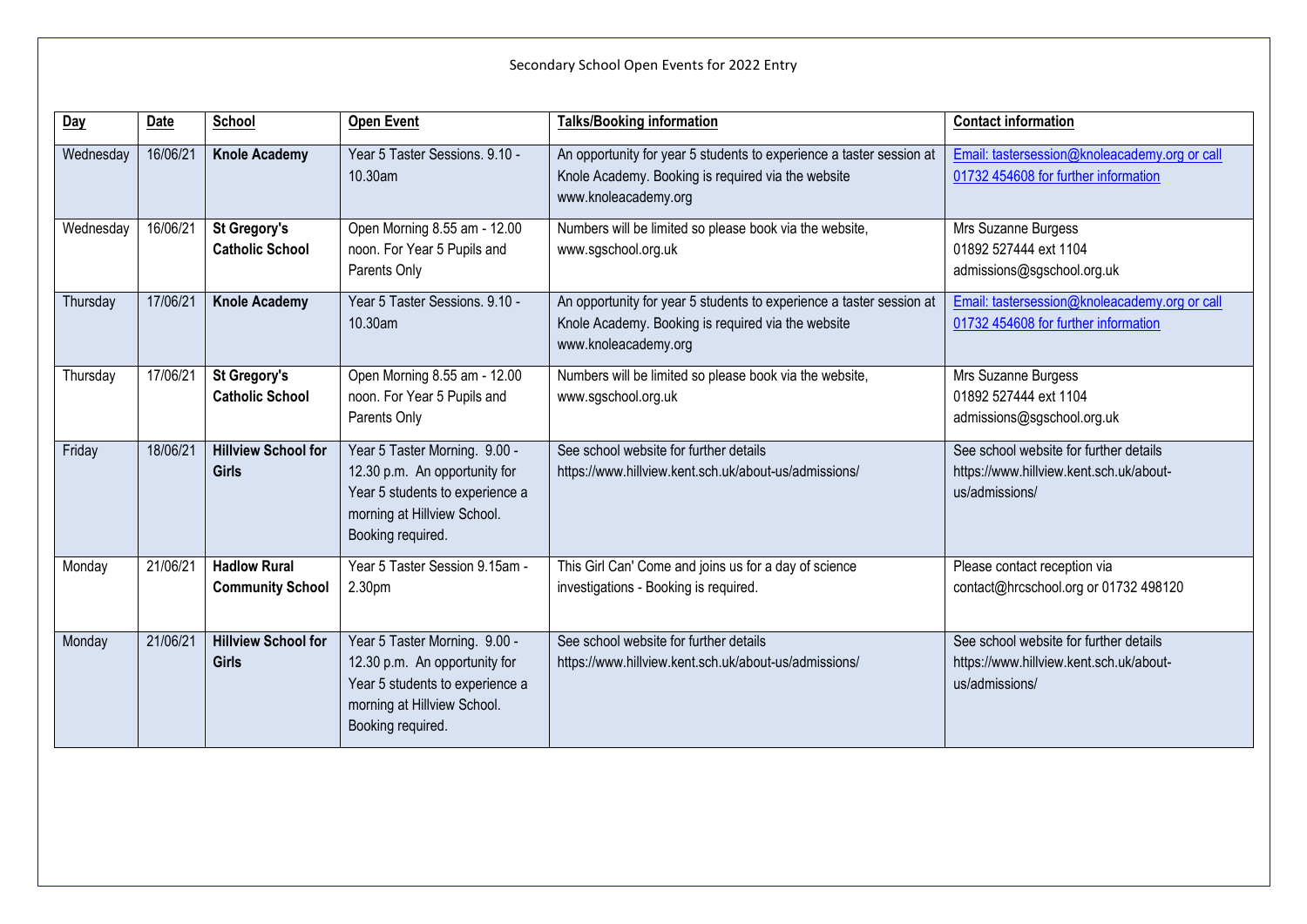Secondary School Open Events for 2022 Entry

| Day | Date | School | Open Event | Talks/Booking information | Contact information |
|---|---|---|---|---|---|
| Wednesday | 16/06/21 | **Knole Academy** | Year 5 Taster Sessions. 9.10 - 10.30am | An opportunity for year 5 students to experience a taster session at Knole Academy. Booking is required via the website www.knoleacademy.org | Email: tastersession@knoleacademy.org or call 01732 454608 for further information |
| Wednesday | 16/06/21 | **St Gregory's Catholic School** | Open Morning 8.55 am - 12.00 noon. For Year 5 Pupils and Parents Only | Numbers will be limited so please book via the website, www.sgschool.org.uk | Mrs Suzanne Burgess 01892 527444 ext 1104 admissions@sgschool.org.uk |
| Thursday | 17/06/21 | **Knole Academy** | Year 5 Taster Sessions. 9.10 - 10.30am | An opportunity for year 5 students to experience a taster session at Knole Academy. Booking is required via the website www.knoleacademy.org | Email: tastersession@knoleacademy.org or call 01732 454608 for further information |
| Thursday | 17/06/21 | **St Gregory's Catholic School** | Open Morning 8.55 am - 12.00 noon. For Year 5 Pupils and Parents Only | Numbers will be limited so please book via the website, www.sgschool.org.uk | Mrs Suzanne Burgess 01892 527444 ext 1104 admissions@sgschool.org.uk |
| Friday | 18/06/21 | **Hillview School for Girls** | Year 5 Taster Morning. 9.00 - 12.30 p.m. An opportunity for Year 5 students to experience a morning at Hillview School. Booking required. | See school website for further details https://www.hillview.kent.sch.uk/about-us/admissions/ | See school website for further details https://www.hillview.kent.sch.uk/about-us/admissions/ |
| Monday | 21/06/21 | **Hadlow Rural Community School** | Year 5 Taster Session 9.15am - 2.30pm | This Girl Can' Come and joins us for a day of science investigations - Booking is required. | Please contact reception via contact@hrcschool.org or 01732 498120 |
| Monday | 21/06/21 | **Hillview School for Girls** | Year 5 Taster Morning. 9.00 - 12.30 p.m. An opportunity for Year 5 students to experience a morning at Hillview School. Booking required. | See school website for further details https://www.hillview.kent.sch.uk/about-us/admissions/ | See school website for further details https://www.hillview.kent.sch.uk/about-us/admissions/ |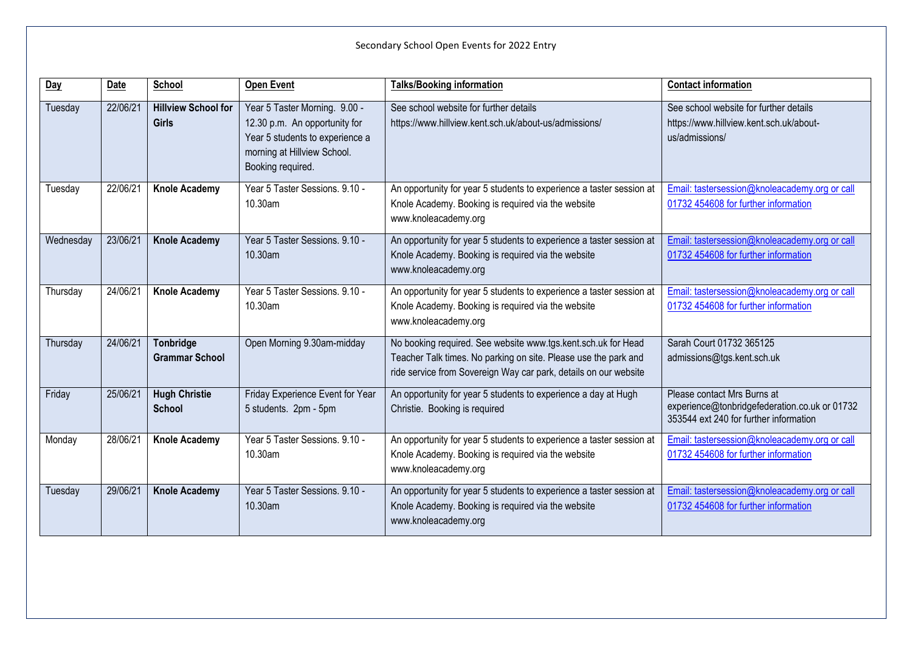Secondary School Open Events for 2022 Entry

| Day | Date | School | Open Event | Talks/Booking information | Contact information |
|---|---|---|---|---|---|
| Tuesday | 22/06/21 | **Hillview School for Girls** | Year 5 Taster Morning. 9.00 - 12.30 p.m. An opportunity for Year 5 students to experience a morning at Hillview School. Booking required. | See school website for further details https://www.hillview.kent.sch.uk/about-us/admissions/ | See school website for further details https://www.hillview.kent.sch.uk/about-us/admissions/ |
| Tuesday | 22/06/21 | **Knole Academy** | Year 5 Taster Sessions. 9.10 - 10.30am | An opportunity for year 5 students to experience a taster session at Knole Academy. Booking is required via the website www.knoleacademy.org | Email: tastersession@knoleacademy.org or call 01732 454608 for further information |
| Wednesday | 23/06/21 | **Knole Academy** | Year 5 Taster Sessions. 9.10 - 10.30am | An opportunity for year 5 students to experience a taster session at Knole Academy. Booking is required via the website www.knoleacademy.org | Email: tastersession@knoleacademy.org or call 01732 454608 for further information |
| Thursday | 24/06/21 | **Knole Academy** | Year 5 Taster Sessions. 9.10 - 10.30am | An opportunity for year 5 students to experience a taster session at Knole Academy. Booking is required via the website www.knoleacademy.org | Email: tastersession@knoleacademy.org or call 01732 454608 for further information |
| Thursday | 24/06/21 | **Tonbridge Grammar School** | Open Morning 9.30am-midday | No booking required. See website www.tgs.kent.sch.uk for Head Teacher Talk times. No parking on site. Please use the park and ride service from Sovereign Way car park, details on our website | Sarah Court 01732 365125 admissions@tgs.kent.sch.uk |
| Friday | 25/06/21 | **Hugh Christie School** | Friday Experience Event for Year 5 students. 2pm - 5pm | An opportunity for year 5 students to experience a day at Hugh Christie. Booking is required | Please contact Mrs Burns at experience@tonbridgefederation.co.uk or 01732 353544 ext 240 for further information |
| Monday | 28/06/21 | **Knole Academy** | Year 5 Taster Sessions. 9.10 - 10.30am | An opportunity for year 5 students to experience a taster session at Knole Academy. Booking is required via the website www.knoleacademy.org | Email: tastersession@knoleacademy.org or call 01732 454608 for further information |
| Tuesday | 29/06/21 | **Knole Academy** | Year 5 Taster Sessions. 9.10 - 10.30am | An opportunity for year 5 students to experience a taster session at Knole Academy. Booking is required via the website www.knoleacademy.org | Email: tastersession@knoleacademy.org or call 01732 454608 for further information |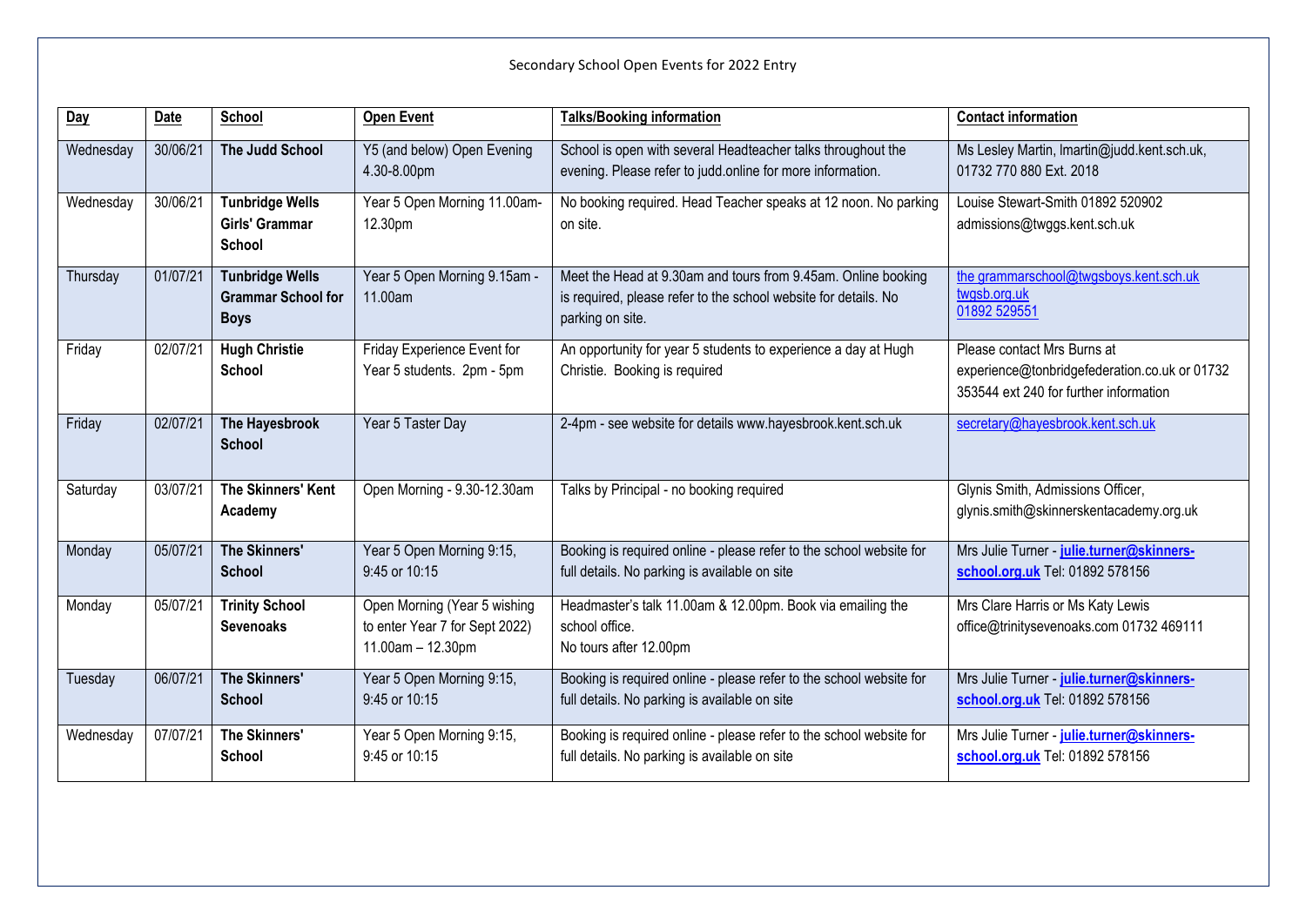Secondary School Open Events for 2022 Entry

| Day | Date | School | Open Event | Talks/Booking information | Contact information |
|---|---|---|---|---|---|
| Wednesday | 30/06/21 | **The Judd School** | Y5 (and below) Open Evening 4.30-8.00pm | School is open with several Headteacher talks throughout the evening. Please refer to judd.online for more information. | Ms Lesley Martin, lmartin@judd.kent.sch.uk, 01732 770 880 Ext. 2018 |
| Wednesday | 30/06/21 | **Tunbridge Wells Girls' Grammar School** | Year 5 Open Morning 11.00am-12.30pm | No booking required. Head Teacher speaks at 12 noon. No parking on site. | Louise Stewart-Smith 01892 520902 admissions@twggs.kent.sch.uk |
| Thursday | 01/07/21 | **Tunbridge Wells Grammar School for Boys** | Year 5 Open Morning 9.15am - 11.00am | Meet the Head at 9.30am and tours from 9.45am. Online booking is required, please refer to the school website for details. No parking on site. | the grammarschool@twgsboys.kent.sch.uk twgsb.org.uk 01892 529551 |
| Friday | 02/07/21 | **Hugh Christie School** | Friday Experience Event for Year 5 students. 2pm - 5pm | An opportunity for year 5 students to experience a day at Hugh Christie. Booking is required | Please contact Mrs Burns at experience@tonbridgefederation.co.uk or 01732 353544 ext 240 for further information |
| Friday | 02/07/21 | **The Hayesbrook School** | Year 5 Taster Day | 2-4pm - see website for details www.hayesbrook.kent.sch.uk | secretary@hayesbrook.kent.sch.uk |
| Saturday | 03/07/21 | **The Skinners' Kent Academy** | Open Morning - 9.30-12.30am | Talks by Principal - no booking required | Glynis Smith, Admissions Officer, glynis.smith@skinnerskentacademy.org.uk |
| Monday | 05/07/21 | **The Skinners' School** | Year 5 Open Morning 9:15, 9:45 or 10:15 | Booking is required online - please refer to the school website for full details. No parking is available on site | Mrs Julie Turner - **julie.turner@skinners-school.org.uk** Tel: 01892 578156 |
| Monday | 05/07/21 | **Trinity School Sevenoaks** | Open Morning (Year 5 wishing to enter Year 7 for Sept 2022) 11.00am – 12.30pm | Headmaster's talk 11.00am & 12.00pm. Book via emailing the school office. No tours after 12.00pm | Mrs Clare Harris or Ms Katy Lewis office@trinitysevenoaks.com 01732 469111 |
| Tuesday | 06/07/21 | **The Skinners' School** | Year 5 Open Morning 9:15, 9:45 or 10:15 | Booking is required online - please refer to the school website for full details. No parking is available on site | Mrs Julie Turner - **julie.turner@skinners-school.org.uk** Tel: 01892 578156 |
| Wednesday | 07/07/21 | **The Skinners' School** | Year 5 Open Morning 9:15, 9:45 or 10:15 | Booking is required online - please refer to the school website for full details. No parking is available on site | Mrs Julie Turner - **julie.turner@skinners-school.org.uk** Tel: 01892 578156 |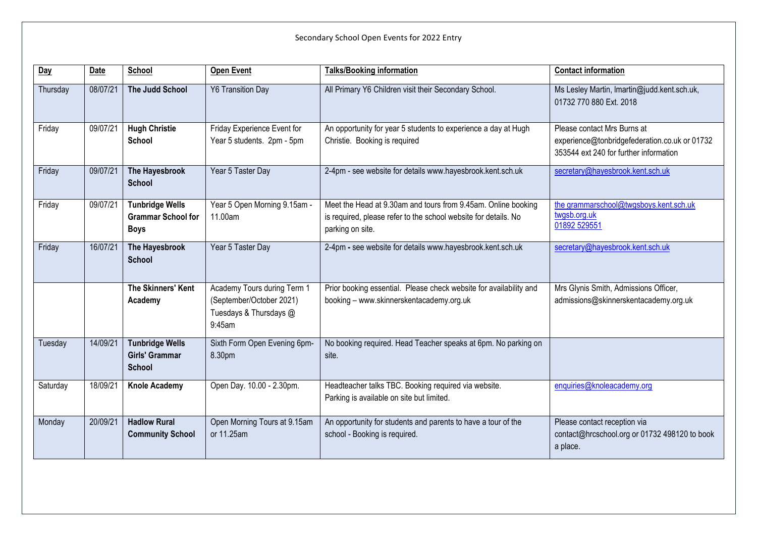Secondary School Open Events for 2022 Entry

| Day | Date | School | Open Event | Talks/Booking information | Contact information |
|---|---|---|---|---|---|
| Thursday | 08/07/21 | **The Judd School** | Y6 Transition Day | All Primary Y6 Children visit their Secondary School. | Ms Lesley Martin, lmartin@judd.kent.sch.uk, 01732 770 880 Ext. 2018 |
| Friday | 09/07/21 | **Hugh Christie School** | Friday Experience Event for Year 5 students. 2pm - 5pm | An opportunity for year 5 students to experience a day at Hugh Christie. Booking is required | Please contact Mrs Burns at experience@tonbridgefederation.co.uk or 01732 353544 ext 240 for further information |
| Friday | 09/07/21 | **The Hayesbrook School** | Year 5 Taster Day | 2-4pm - see website for details www.hayesbrook.kent.sch.uk | secretary@hayesbrook.kent.sch.uk |
| Friday | 09/07/21 | **Tunbridge Wells Grammar School for Boys** | Year 5 Open Morning 9.15am - 11.00am | Meet the Head at 9.30am and tours from 9.45am. Online booking is required, please refer to the school website for details. No parking on site. | the grammarschool@twgsboys.kent.sch.uk twgsb.org.uk 01892 529551 |
| Friday | 16/07/21 | **The Hayesbrook School** | Year 5 Taster Day | 2-4pm - see website for details www.hayesbrook.kent.sch.uk | secretary@hayesbrook.kent.sch.uk |
| | | **The Skinners' Kent Academy** | Academy Tours during Term 1 (September/October 2021) Tuesdays & Thursdays @ 9:45am | Prior booking essential. Please check website for availability and booking – www.skinnerskentacademy.org.uk | Mrs Glynis Smith, Admissions Officer, admissions@skinnerskentacademy.org.uk |
| Tuesday | 14/09/21 | **Tunbridge Wells Girls' Grammar School** | Sixth Form Open Evening 6pm-8.30pm | No booking required. Head Teacher speaks at 6pm. No parking on site. | |
| Saturday | 18/09/21 | **Knole Academy** | Open Day. 10.00 - 2.30pm. | Headteacher talks TBC. Booking required via website. Parking is available on site but limited. | enquiries@knoleacademy.org |
| Monday | 20/09/21 | **Hadlow Rural Community School** | Open Morning Tours at 9.15am or 11.25am | An opportunity for students and parents to have a tour of the school - Booking is required. | Please contact reception via contact@hrcschool.org or 01732 498120 to book a place. |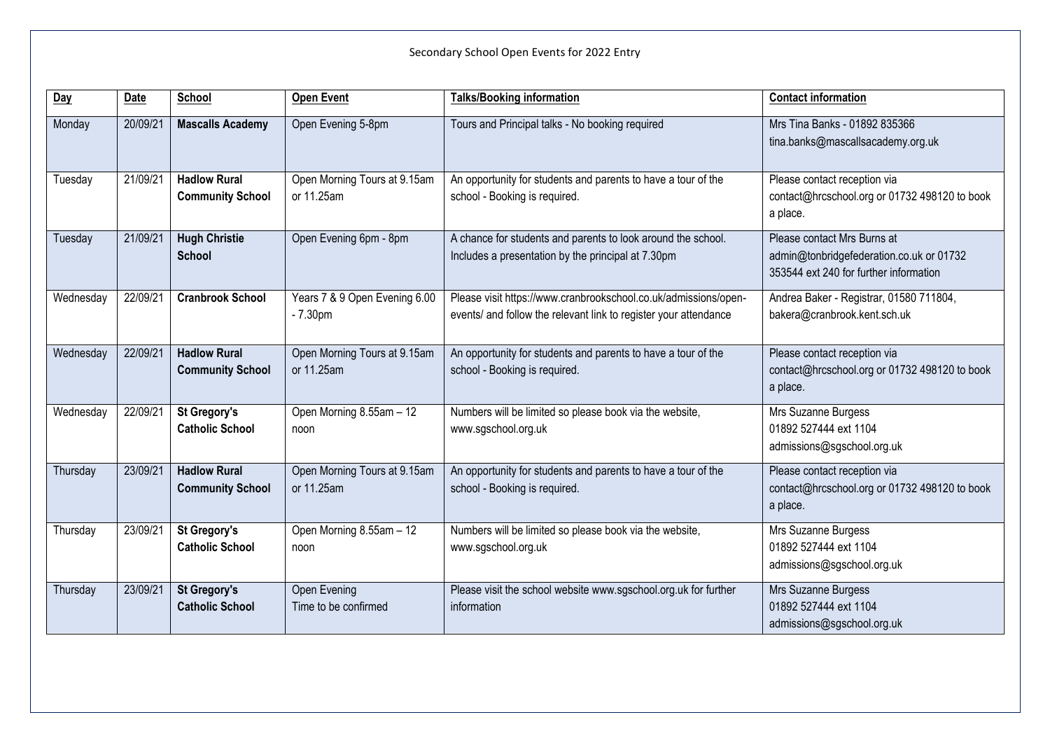Secondary School Open Events for 2022 Entry

| Day | Date | School | Open Event | Talks/Booking information | Contact information |
|---|---|---|---|---|---|
| Monday | 20/09/21 | **Mascalls Academy** | Open Evening 5-8pm | Tours and Principal talks - No booking required | Mrs Tina Banks - 01892 835366 tina.banks@mascallsacademy.org.uk |
| Tuesday | 21/09/21 | **Hadlow Rural Community School** | Open Morning Tours at 9.15am or 11.25am | An opportunity for students and parents to have a tour of the school - Booking is required. | Please contact reception via contact@hrcschool.org or 01732 498120 to book a place. |
| Tuesday | 21/09/21 | **Hugh Christie School** | Open Evening 6pm - 8pm | A chance for students and parents to look around the school. Includes a presentation by the principal at 7.30pm | Please contact Mrs Burns at admin@tonbridgefederation.co.uk or 01732 353544 ext 240 for further information |
| Wednesday | 22/09/21 | **Cranbrook School** | Years 7 & 9 Open Evening 6.00 - 7.30pm | Please visit https://www.cranbrookschool.co.uk/admissions/open-events/ and follow the relevant link to register your attendance | Andrea Baker - Registrar, 01580 711804, bakera@cranbrook.kent.sch.uk |
| Wednesday | 22/09/21 | **Hadlow Rural Community School** | Open Morning Tours at 9.15am or 11.25am | An opportunity for students and parents to have a tour of the school - Booking is required. | Please contact reception via contact@hrcschool.org or 01732 498120 to book a place. |
| Wednesday | 22/09/21 | **St Gregory's Catholic School** | Open Morning 8.55am – 12 noon | Numbers will be limited so please book via the website, www.sgschool.org.uk | Mrs Suzanne Burgess 01892 527444 ext 1104 admissions@sgschool.org.uk |
| Thursday | 23/09/21 | **Hadlow Rural Community School** | Open Morning Tours at 9.15am or 11.25am | An opportunity for students and parents to have a tour of the school - Booking is required. | Please contact reception via contact@hrcschool.org or 01732 498120 to book a place. |
| Thursday | 23/09/21 | **St Gregory's Catholic School** | Open Morning 8.55am – 12 noon | Numbers will be limited so please book via the website, www.sgschool.org.uk | Mrs Suzanne Burgess 01892 527444 ext 1104 admissions@sgschool.org.uk |
| Thursday | 23/09/21 | **St Gregory's Catholic School** | Open Evening Time to be confirmed | Please visit the school website www.sgschool.org.uk for further information | Mrs Suzanne Burgess 01892 527444 ext 1104 admissions@sgschool.org.uk |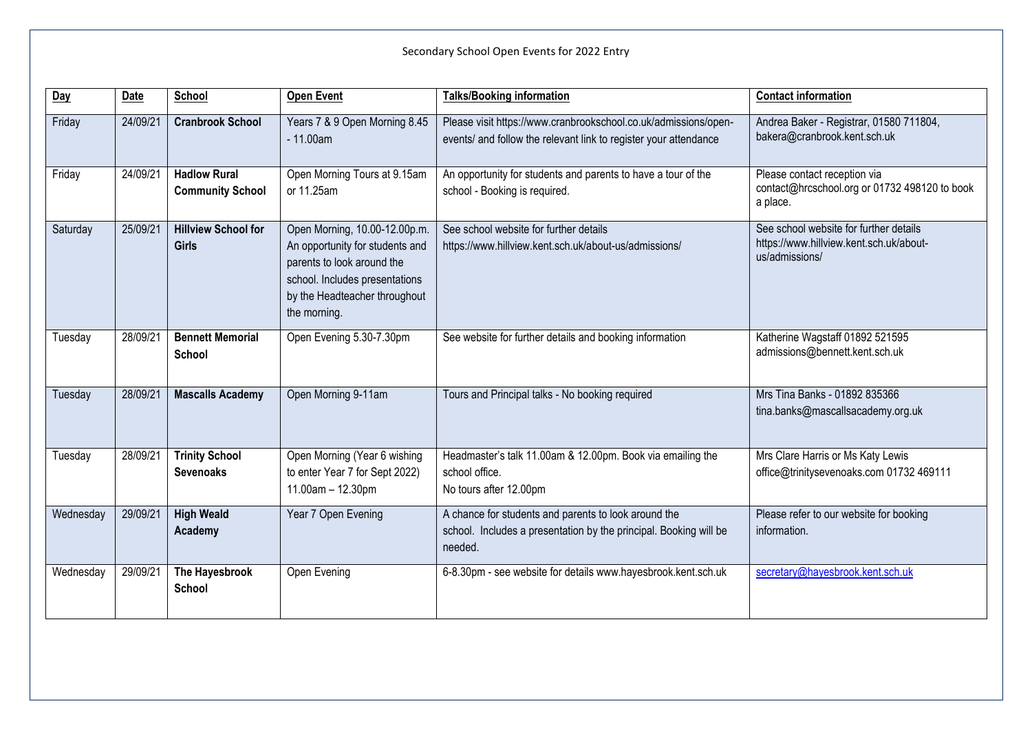Secondary School Open Events for 2022 Entry

| Day | Date | School | Open Event | Talks/Booking information | Contact information |
|---|---|---|---|---|---|
| Friday | 24/09/21 | **Cranbrook School** | Years 7 & 9 Open Morning 8.45 - 11.00am | Please visit https://www.cranbrookschool.co.uk/admissions/open-events/ and follow the relevant link to register your attendance | Andrea Baker - Registrar, 01580 711804, bakera@cranbrook.kent.sch.uk |
| Friday | 24/09/21 | **Hadlow Rural Community School** | Open Morning Tours at 9.15am or 11.25am | An opportunity for students and parents to have a tour of the school - Booking is required. | Please contact reception via contact@hrcschool.org or 01732 498120 to book a place. |
| Saturday | 25/09/21 | **Hillview School for Girls** | Open Morning, 10.00-12.00p.m. An opportunity for students and parents to look around the school. Includes presentations by the Headteacher throughout the morning. | See school website for further details https://www.hillview.kent.sch.uk/about-us/admissions/ | See school website for further details https://www.hillview.kent.sch.uk/about-us/admissions/ |
| Tuesday | 28/09/21 | **Bennett Memorial School** | Open Evening 5.30-7.30pm | See website for further details and booking information | Katherine Wagstaff 01892 521595 admissions@bennett.kent.sch.uk |
| Tuesday | 28/09/21 | **Mascalls Academy** | Open Morning 9-11am | Tours and Principal talks - No booking required | Mrs Tina Banks - 01892 835366 tina.banks@mascallsacademy.org.uk |
| Tuesday | 28/09/21 | **Trinity School Sevenoaks** | Open Morning (Year 6 wishing to enter Year 7 for Sept 2022) 11.00am – 12.30pm | Headmaster's talk 11.00am & 12.00pm. Book via emailing the school office. No tours after 12.00pm | Mrs Clare Harris or Ms Katy Lewis office@trinitysevenoaks.com 01732 469111 |
| Wednesday | 29/09/21 | **High Weald Academy** | Year 7 Open Evening | A chance for students and parents to look around the school. Includes a presentation by the principal. Booking will be needed. | Please refer to our website for booking information. |
| Wednesday | 29/09/21 | **The Hayesbrook School** | Open Evening | 6-8.30pm - see website for details www.hayesbrook.kent.sch.uk | secretary@hayesbrook.kent.sch.uk |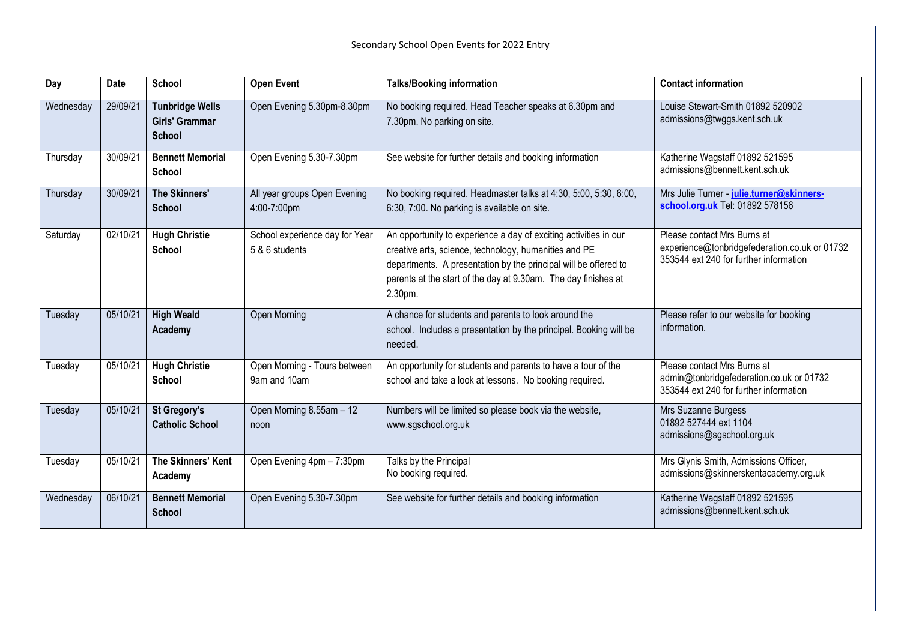Secondary School Open Events for 2022 Entry

| Day | Date | School | Open Event | Talks/Booking information | Contact information |
|---|---|---|---|---|---|
| Wednesday | 29/09/21 | **Tunbridge Wells Girls' Grammar School** | Open Evening 5.30pm-8.30pm | No booking required. Head Teacher speaks at 6.30pm and 7.30pm. No parking on site. | Louise Stewart-Smith 01892 520902 admissions@twggs.kent.sch.uk |
| Thursday | 30/09/21 | **Bennett Memorial School** | Open Evening 5.30-7.30pm | See website for further details and booking information | Katherine Wagstaff 01892 521595 admissions@bennett.kent.sch.uk |
| Thursday | 30/09/21 | **The Skinners' School** | All year groups Open Evening 4:00-7:00pm | No booking required. Headmaster talks at 4:30, 5:00, 5:30, 6:00, 6:30, 7:00. No parking is available on site. | Mrs Julie Turner - **julie.turner@skinners-school.org.uk** Tel: 01892 578156 |
| Saturday | 02/10/21 | **Hugh Christie School** | School experience day for Year 5 & 6 students | An opportunity to experience a day of exciting activities in our creative arts, science, technology, humanities and PE departments. A presentation by the principal will be offered to parents at the start of the day at 9.30am. The day finishes at 2.30pm. | Please contact Mrs Burns at experience@tonbridgefederation.co.uk or 01732 353544 ext 240 for further information |
| Tuesday | 05/10/21 | **High Weald Academy** | Open Morning | A chance for students and parents to look around the school. Includes a presentation by the principal. Booking will be needed. | Please refer to our website for booking information. |
| Tuesday | 05/10/21 | **Hugh Christie School** | Open Morning - Tours between 9am and 10am | An opportunity for students and parents to have a tour of the school and take a look at lessons. No booking required. | Please contact Mrs Burns at admin@tonbridgefederation.co.uk or 01732 353544 ext 240 for further information |
| Tuesday | 05/10/21 | **St Gregory's Catholic School** | Open Morning 8.55am – 12 noon | Numbers will be limited so please book via the website, www.sgschool.org.uk | Mrs Suzanne Burgess 01892 527444 ext 1104 admissions@sgschool.org.uk |
| Tuesday | 05/10/21 | **The Skinners' Kent Academy** | Open Evening 4pm – 7:30pm | Talks by the Principal No booking required. | Mrs Glynis Smith, Admissions Officer, admissions@skinnerskentacademy.org.uk |
| Wednesday | 06/10/21 | **Bennett Memorial School** | Open Evening 5.30-7.30pm | See website for further details and booking information | Katherine Wagstaff 01892 521595 admissions@bennett.kent.sch.uk |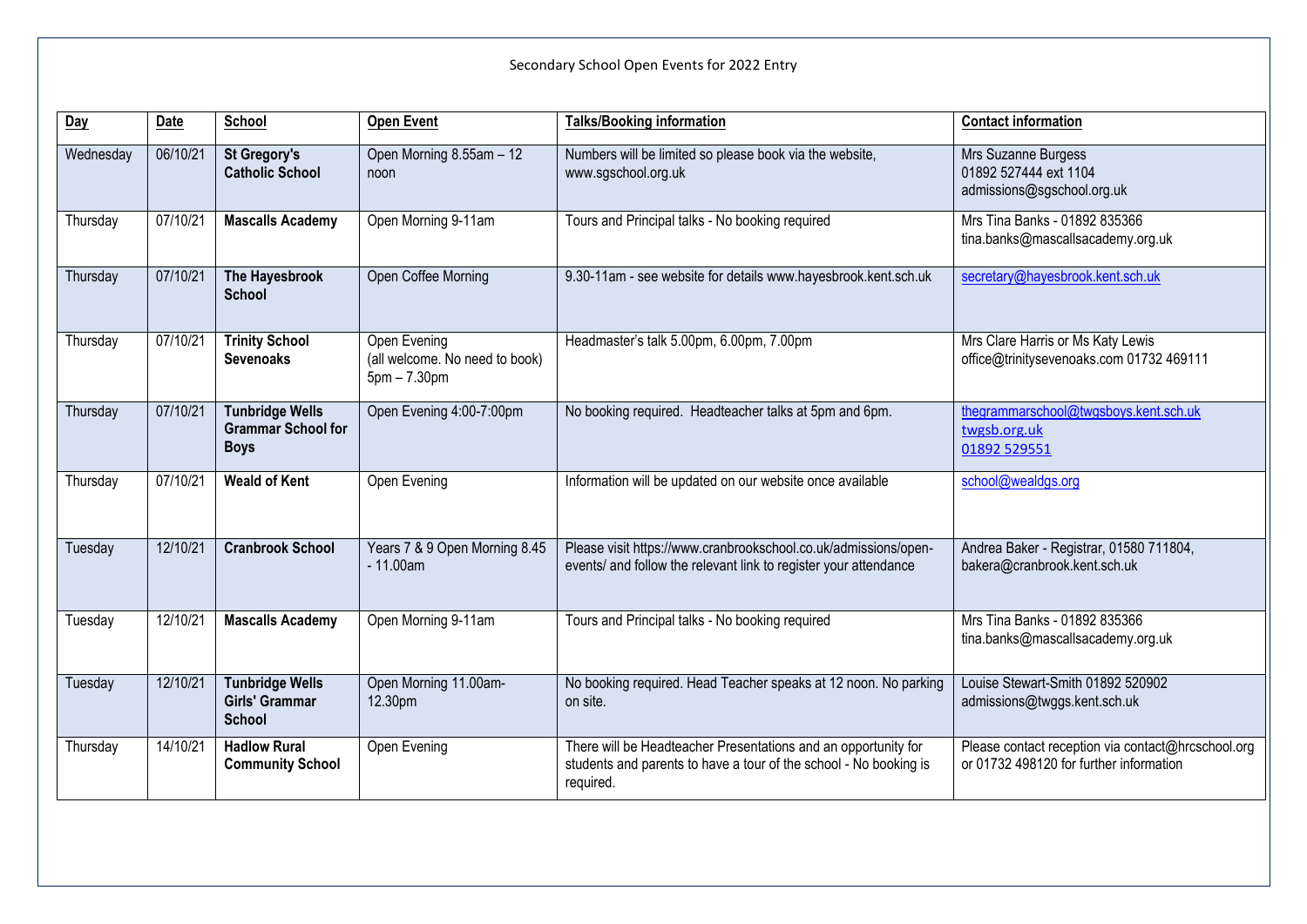Secondary School Open Events for 2022 Entry

| Day | Date | School | Open Event | Talks/Booking information | Contact information |
|---|---|---|---|---|---|
| Wednesday | 06/10/21 | **St Gregory's Catholic School** | Open Morning 8.55am – 12 noon | Numbers will be limited so please book via the website, www.sgschool.org.uk | Mrs Suzanne Burgess 01892 527444 ext 1104 admissions@sgschool.org.uk |
| Thursday | 07/10/21 | **Mascalls Academy** | Open Morning 9-11am | Tours and Principal talks - No booking required | Mrs Tina Banks - 01892 835366 tina.banks@mascallsacademy.org.uk |
| Thursday | 07/10/21 | **The Hayesbrook School** | Open Coffee Morning | 9.30-11am - see website for details www.hayesbrook.kent.sch.uk | secretary@hayesbrook.kent.sch.uk |
| Thursday | 07/10/21 | **Trinity School Sevenoaks** | Open Evening (all welcome. No need to book) 5pm – 7.30pm | Headmaster's talk 5.00pm, 6.00pm, 7.00pm | Mrs Clare Harris or Ms Katy Lewis office@trinitysevenoaks.com 01732 469111 |
| Thursday | 07/10/21 | **Tunbridge Wells Grammar School for Boys** | Open Evening 4:00-7:00pm | No booking required. Headteacher talks at 5pm and 6pm. | thegrammarschool@twgsboys.kent.sch.uk twgsb.org.uk 01892 529551 |
| Thursday | 07/10/21 | **Weald of Kent** | Open Evening | Information will be updated on our website once available | school@wealdgs.org |
| Tuesday | 12/10/21 | **Cranbrook School** | Years 7 & 9 Open Morning 8.45 - 11.00am | Please visit https://www.cranbrookschool.co.uk/admissions/open-events/ and follow the relevant link to register your attendance | Andrea Baker - Registrar, 01580 711804, bakera@cranbrook.kent.sch.uk |
| Tuesday | 12/10/21 | **Mascalls Academy** | Open Morning 9-11am | Tours and Principal talks - No booking required | Mrs Tina Banks - 01892 835366 tina.banks@mascallsacademy.org.uk |
| Tuesday | 12/10/21 | **Tunbridge Wells Girls' Grammar School** | Open Morning 11.00am-12.30pm | No booking required. Head Teacher speaks at 12 noon. No parking on site. | Louise Stewart-Smith 01892 520902 admissions@twggs.kent.sch.uk |
| Thursday | 14/10/21 | **Hadlow Rural Community School** | Open Evening | There will be Headteacher Presentations and an opportunity for students and parents to have a tour of the school - No booking is required. | Please contact reception via contact@hrcschool.org or 01732 498120 for further information |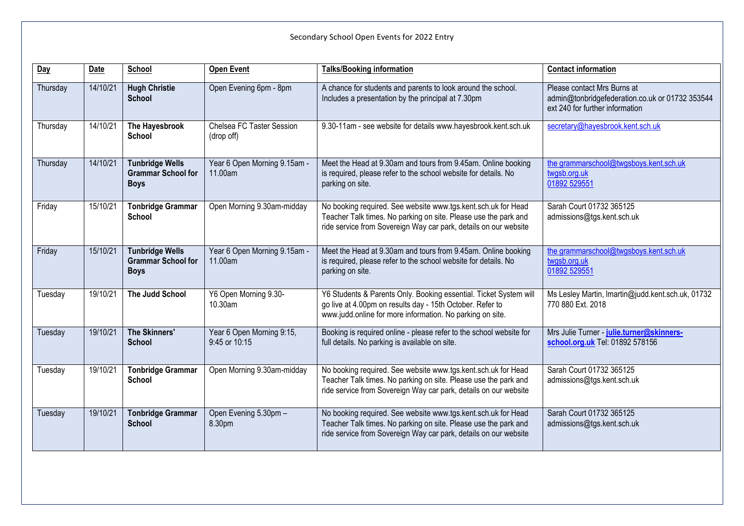Secondary School Open Events for 2022 Entry

| Day | Date | School | Open Event | Talks/Booking information | Contact information |
|---|---|---|---|---|---|
| Thursday | 14/10/21 | **Hugh Christie School** | Open Evening 6pm - 8pm | A chance for students and parents to look around the school. Includes a presentation by the principal at 7.30pm | Please contact Mrs Burns at admin@tonbridgefederation.co.uk or 01732 353544 ext 240 for further information |
| Thursday | 14/10/21 | **The Hayesbrook School** | Chelsea FC Taster Session (drop off) | 9.30-11am - see website for details www.hayesbrook.kent.sch.uk | secretary@hayesbrook.kent.sch.uk |
| Thursday | 14/10/21 | **Tunbridge Wells Grammar School for Boys** | Year 6 Open Morning 9.15am - 11.00am | Meet the Head at 9.30am and tours from 9.45am. Online booking is required, please refer to the school website for details. No parking on site. | the grammarschool@twgsboys.kent.sch.uk twgsb.org.uk 01892 529551 |
| Friday | 15/10/21 | **Tonbridge Grammar School** | Open Morning 9.30am-midday | No booking required. See website www.tgs.kent.sch.uk for Head Teacher Talk times. No parking on site. Please use the park and ride service from Sovereign Way car park, details on our website | Sarah Court 01732 365125 admissions@tgs.kent.sch.uk |
| Friday | 15/10/21 | **Tunbridge Wells Grammar School for Boys** | Year 6 Open Morning 9.15am - 11.00am | Meet the Head at 9.30am and tours from 9.45am. Online booking is required, please refer to the school website for details. No parking on site. | the grammarschool@twgsboys.kent.sch.uk twgsb.org.uk 01892 529551 |
| Tuesday | 19/10/21 | **The Judd School** | Y6 Open Morning 9.30-10.30am | Y6 Students & Parents Only. Booking essential. Ticket System will go live at 4.00pm on results day - 15th October. Refer to www.judd.online for more information. No parking on site. | Ms Lesley Martin, lmartin@judd.kent.sch.uk, 01732 770 880 Ext. 2018 |
| Tuesday | 19/10/21 | **The Skinners' School** | Year 6 Open Morning 9:15, 9:45 or 10:15 | Booking is required online - please refer to the school website for full details. No parking is available on site. | Mrs Julie Turner - **julie.turner@skinners-school.org.uk** Tel: 01892 578156 |
| Tuesday | 19/10/21 | **Tonbridge Grammar School** | Open Morning 9.30am-midday | No booking required. See website www.tgs.kent.sch.uk for Head Teacher Talk times. No parking on site. Please use the park and ride service from Sovereign Way car park, details on our website | Sarah Court 01732 365125 admissions@tgs.kent.sch.uk |
| Tuesday | 19/10/21 | **Tonbridge Grammar School** | Open Evening 5.30pm – 8.30pm | No booking required. See website www.tgs.kent.sch.uk for Head Teacher Talk times. No parking on site. Please use the park and ride service from Sovereign Way car park, details on our website | Sarah Court 01732 365125 admissions@tgs.kent.sch.uk |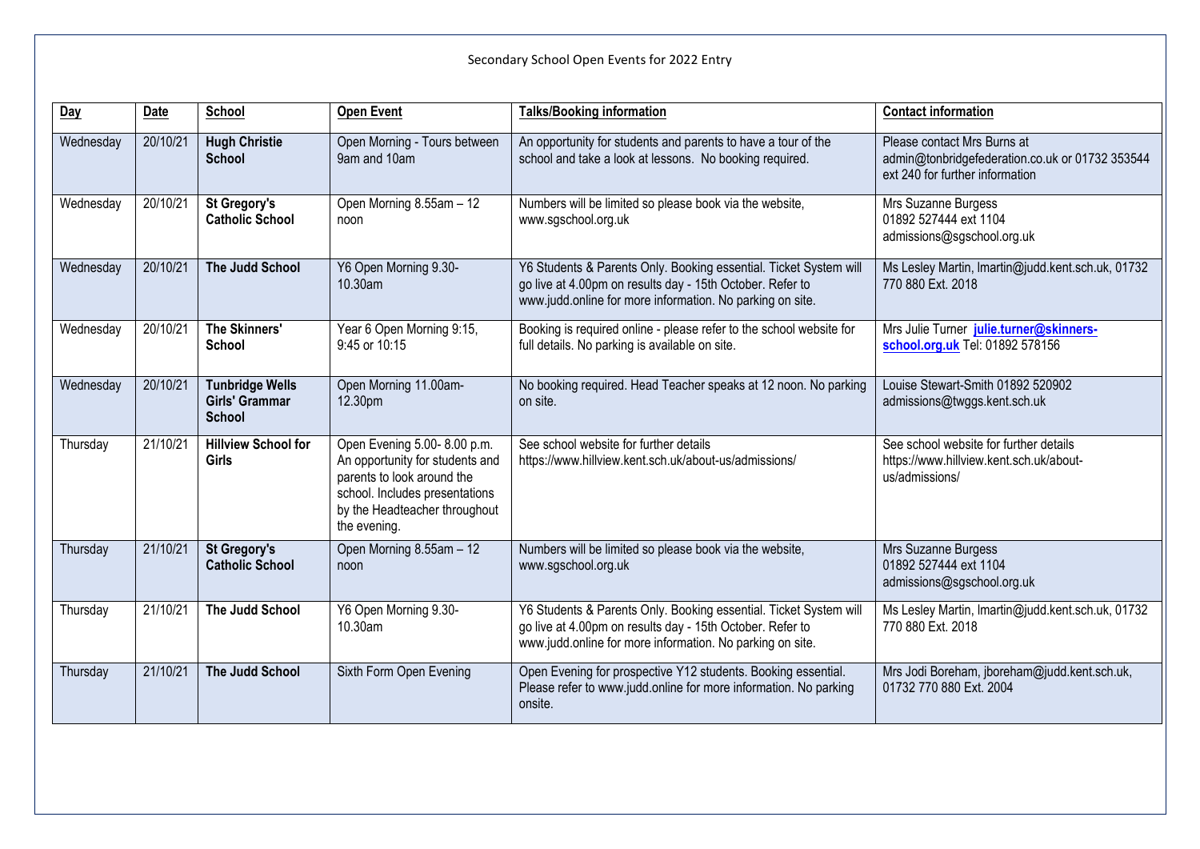Secondary School Open Events for 2022 Entry

| Day | Date | School | Open Event | Talks/Booking information | Contact information |
|---|---|---|---|---|---|
| Wednesday | 20/10/21 | **Hugh Christie School** | Open Morning - Tours between 9am and 10am | An opportunity for students and parents to have a tour of the school and take a look at lessons. No booking required. | Please contact Mrs Burns at admin@tonbridgefederation.co.uk or 01732 353544 ext 240 for further information |
| Wednesday | 20/10/21 | **St Gregory's Catholic School** | Open Morning 8.55am – 12 noon | Numbers will be limited so please book via the website, www.sgschool.org.uk | Mrs Suzanne Burgess 01892 527444 ext 1104 admissions@sgschool.org.uk |
| Wednesday | 20/10/21 | **The Judd School** | Y6 Open Morning 9.30-10.30am | Y6 Students & Parents Only. Booking essential. Ticket System will go live at 4.00pm on results day - 15th October. Refer to www.judd.online for more information. No parking on site. | Ms Lesley Martin, lmartin@judd.kent.sch.uk, 01732 770 880 Ext. 2018 |
| Wednesday | 20/10/21 | **The Skinners' School** | Year 6 Open Morning 9:15, 9:45 or 10:15 | Booking is required online - please refer to the school website for full details. No parking is available on site. | Mrs Julie Turner **julie.turner@skinners-school.org.uk** Tel: 01892 578156 |
| Wednesday | 20/10/21 | **Tunbridge Wells Girls' Grammar School** | Open Morning 11.00am-12.30pm | No booking required. Head Teacher speaks at 12 noon. No parking on site. | Louise Stewart-Smith 01892 520902 admissions@twggs.kent.sch.uk |
| Thursday | 21/10/21 | **Hillview School for Girls** | Open Evening 5.00- 8.00 p.m. An opportunity for students and parents to look around the school. Includes presentations by the Headteacher throughout the evening. | See school website for further details https://www.hillview.kent.sch.uk/about-us/admissions/ | See school website for further details https://www.hillview.kent.sch.uk/about-us/admissions/ |
| Thursday | 21/10/21 | **St Gregory's Catholic School** | Open Morning 8.55am – 12 noon | Numbers will be limited so please book via the website, www.sgschool.org.uk | Mrs Suzanne Burgess 01892 527444 ext 1104 admissions@sgschool.org.uk |
| Thursday | 21/10/21 | **The Judd School** | Y6 Open Morning 9.30-10.30am | Y6 Students & Parents Only. Booking essential. Ticket System will go live at 4.00pm on results day - 15th October. Refer to www.judd.online for more information. No parking on site. | Ms Lesley Martin, lmartin@judd.kent.sch.uk, 01732 770 880 Ext. 2018 |
| Thursday | 21/10/21 | **The Judd School** | Sixth Form Open Evening | Open Evening for prospective Y12 students. Booking essential. Please refer to www.judd.online for more information. No parking onsite. | Mrs Jodi Boreham, jboreham@judd.kent.sch.uk, 01732 770 880 Ext. 2004 |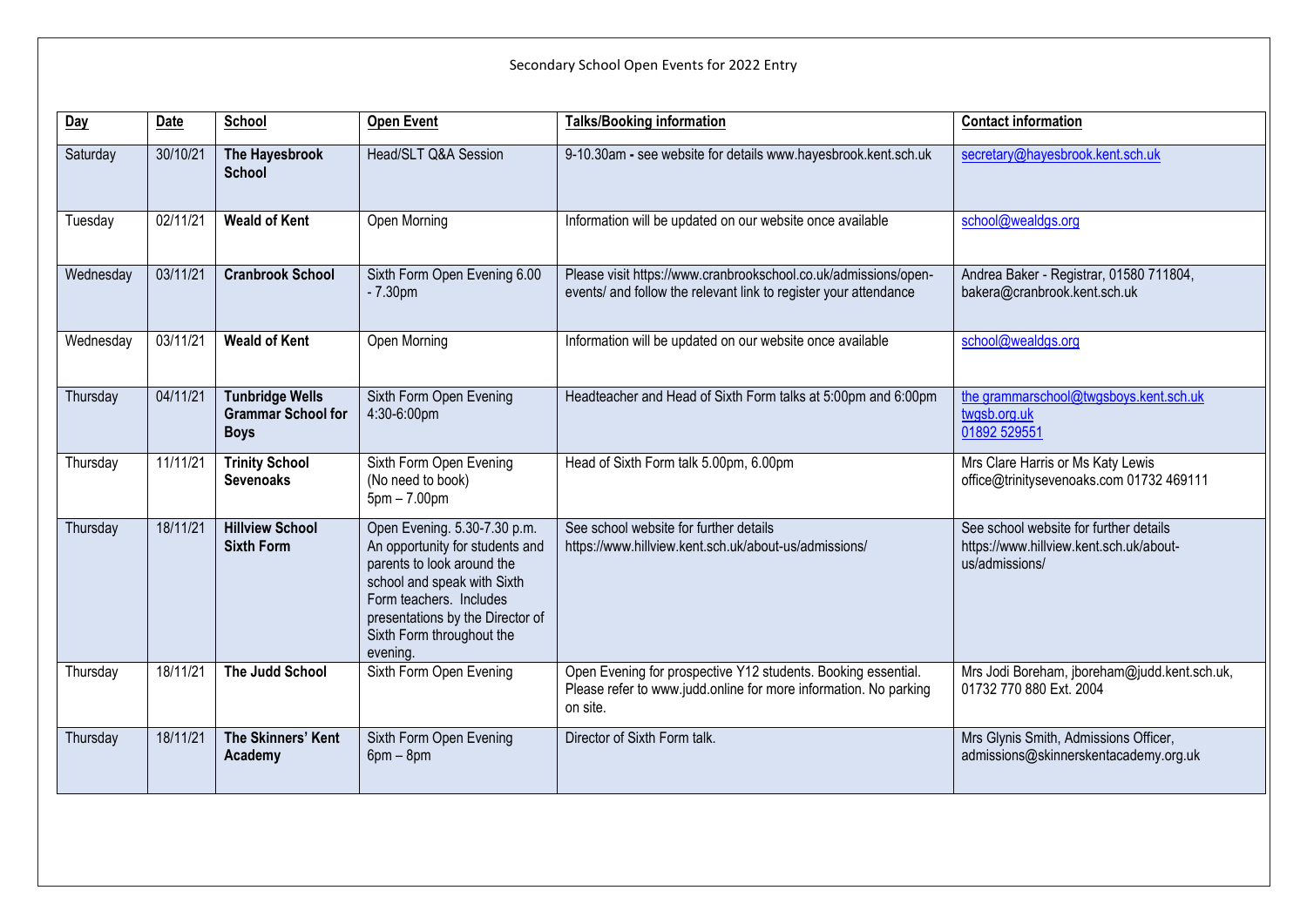Secondary School Open Events for 2022 Entry

| Day | Date | School | Open Event | Talks/Booking information | Contact information |
| --- | --- | --- | --- | --- | --- |
| Saturday | 30/10/21 | **The Hayesbrook School** | Head/SLT Q&A Session | 9-10.30am - see website for details www.hayesbrook.kent.sch.uk | secretary@hayesbrook.kent.sch.uk |
| Tuesday | 02/11/21 | **Weald of Kent** | Open Morning | Information will be updated on our website once available | school@wealdgs.org |
| Wednesday | 03/11/21 | **Cranbrook School** | Sixth Form Open Evening 6.00 - 7.30pm | Please visit https://www.cranbrookschool.co.uk/admissions/open-events/ and follow the relevant link to register your attendance | Andrea Baker - Registrar, 01580 711804, bakera@cranbrook.kent.sch.uk |
| Wednesday | 03/11/21 | **Weald of Kent** | Open Morning | Information will be updated on our website once available | school@wealdgs.org |
| Thursday | 04/11/21 | **Tunbridge Wells Grammar School for Boys** | Sixth Form Open Evening 4:30-6:00pm | Headteacher and Head of Sixth Form talks at 5:00pm and 6:00pm | the grammarschool@twgsboys.kent.sch.uk twgsb.org.uk 01892 529551 |
| Thursday | 11/11/21 | **Trinity School Sevenoaks** | Sixth Form Open Evening (No need to book) 5pm – 7.00pm | Head of Sixth Form talk 5.00pm, 6.00pm | Mrs Clare Harris or Ms Katy Lewis office@trinitysevenoaks.com 01732 469111 |
| Thursday | 18/11/21 | **Hillview School Sixth Form** | Open Evening. 5.30-7.30 p.m. An opportunity for students and parents to look around the school and speak with Sixth Form teachers. Includes presentations by the Director of Sixth Form throughout the evening. | See school website for further details https://www.hillview.kent.sch.uk/about-us/admissions/ | See school website for further details https://www.hillview.kent.sch.uk/about-us/admissions/ |
| Thursday | 18/11/21 | **The Judd School** | Sixth Form Open Evening | Open Evening for prospective Y12 students. Booking essential. Please refer to www.judd.online for more information. No parking on site. | Mrs Jodi Boreham, jboreham@judd.kent.sch.uk, 01732 770 880 Ext. 2004 |
| Thursday | 18/11/21 | **The Skinners' Kent Academy** | Sixth Form Open Evening 6pm – 8pm | Director of Sixth Form talk. | Mrs Glynis Smith, Admissions Officer, admissions@skinnerskentacademy.org.uk |